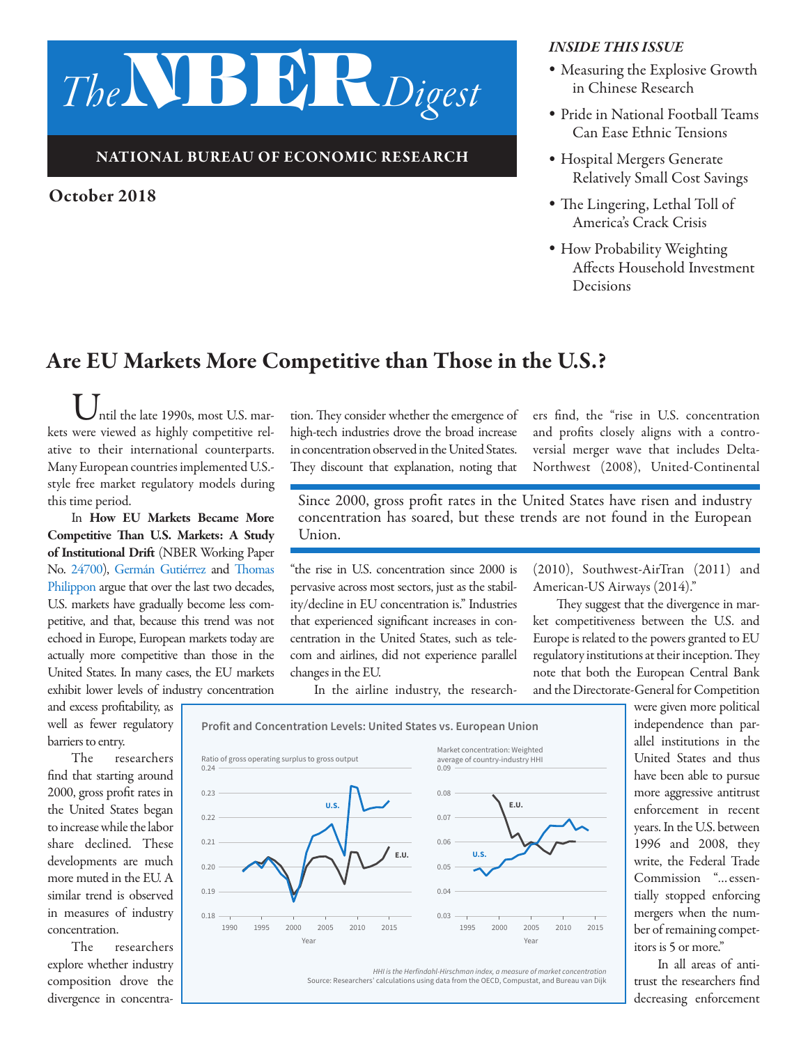# The NBER Digest

**NATIONAL BUREAU OF ECONOMIC RESEARCH**

**October 2018**

*INSIDE THIS ISSUE*

- Measuring the Explosive Growth in Chinese Research
- Pride in National Football Teams Can Ease Ethnic Tensions
- Hospital Mergers Generate Relatively Small Cost Savings
- The Lingering, Lethal Toll of America's Crack Crisis
- How Probability Weighting Affects Household Investment Decisions

## Are EU Markets More Competitive than Those in the U.S.?

Until the late 1990s, most U.S. markets were viewed as highly competitive relative to their international counterparts. Many European countries implemented U.S.-style free market regulatory models during this time period.

In **How EU Markets Became More Competitive Than U.S. Markets: A Study of Institutional Drift** (NBER Working Paper No. 24700), Germán Gutiérrez and Thomas Philippon argue that over the last two decades, U.S. markets have gradually become less competitive, and that, because this trend was not echoed in Europe, European markets today are actually more competitive than those in the United States. In many cases, the EU markets exhibit lower levels of industry concentration and excess profitability, as well as fewer regulatory barriers to entry.

The researchers find that starting around 2000, gross profit rates in the United States began to increase while the labor share declined. These developments are much more muted in the EU. A similar trend is observed in measures of industry concentration.

The researchers explore whether industry composition drove the divergence in concentration. They consider whether the emergence of high-tech industries drove the broad increase in concentration observed in the United States. They discount that explanation, noting that "the rise in U.S. concentration since 2000 is pervasive across most sectors, just as the stability/decline in EU concentration is." Industries that experienced significant increases in concentration in the United States, such as telecom and airlines, did not experience parallel changes in the EU.

> Since 2000, gross profit rates in the United States have risen and industry concentration has soared, but these trends are not found in the European Union.

In the airline industry, the researchers find, the "rise in U.S. concentration and profits closely aligns with a controversial merger wave that includes Delta-Northwest (2008), United-Continental (2010), Southwest-AirTran (2011) and American-US Airways (2014)."

They suggest that the divergence in market competitiveness between the U.S. and Europe is related to the powers granted to EU regulatory institutions at their inception. They note that both the European Central Bank and the Directorate-General for Competition were given more political independence than parallel institutions in the United States and thus have been able to pursue more aggressive antitrust enforcement in recent years. In the U.S. between 1996 and 2008, they write, the Federal Trade Commission "...essentially stopped enforcing mergers when the number of remaining competitors is 5 or more."

**Profit and Concentration Levels: United States vs. European Union**

*HHI is the Herfindahl-Hirschman index, a measure of market concentration*
Source: Researchers' calculations using data from the OECD, Compustat, and Bureau van Dijk

In all areas of antitrust the researchers find decreasing enforcement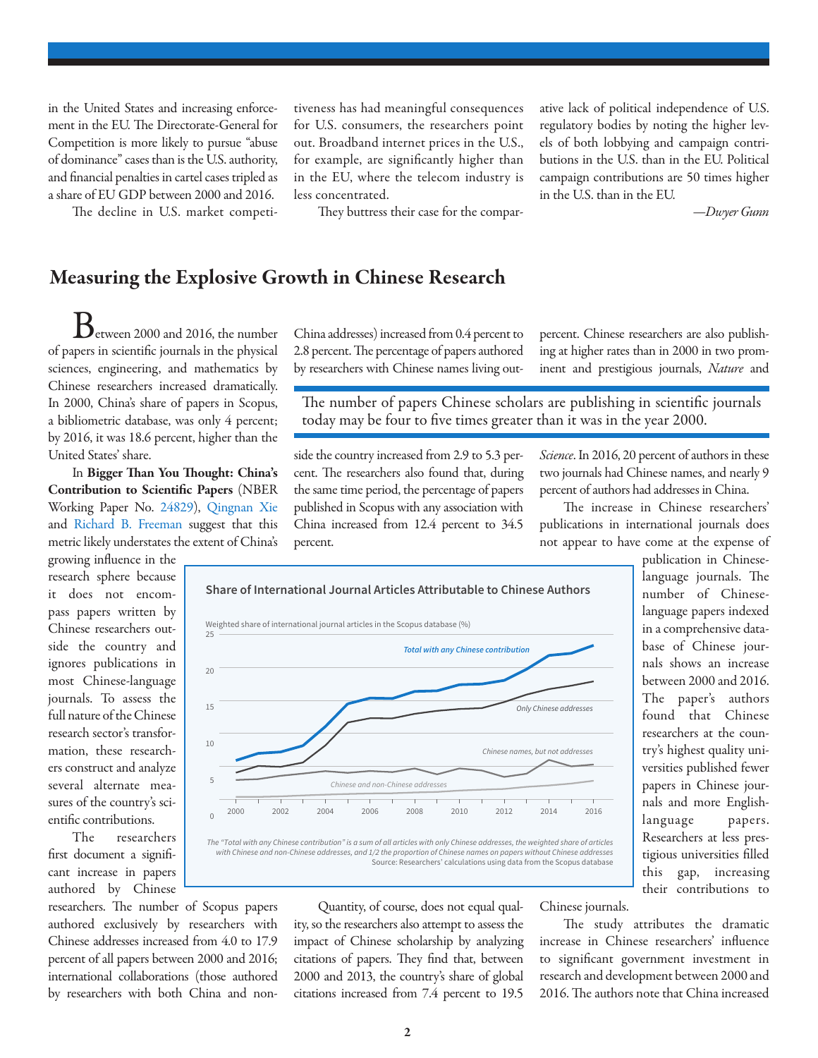in the United States and increasing enforcement in the EU. The Directorate-General for Competition is more likely to pursue "abuse of dominance" cases than is the U.S. authority, and financial penalties in cartel cases tripled as a share of EU GDP between 2000 and 2016.

The decline in U.S. market competitiveness has had meaningful consequences for U.S. consumers, the researchers point out. Broadband internet prices in the U.S., for example, are significantly higher than in the EU, where the telecom industry is less concentrated.

They buttress their case for the comparative lack of political independence of U.S. regulatory bodies by noting the higher levels of both lobbying and campaign contributions in the U.S. than in the EU. Political campaign contributions are 50 times higher in the U.S. than in the EU.

*—Dwyer Gunn*

## Measuring the Explosive Growth in Chinese Research

Between 2000 and 2016, the number of papers in scientific journals in the physical sciences, engineering, and mathematics by Chinese researchers increased dramatically. In 2000, China's share of papers in Scopus, a bibliometric database, was only 4 percent; by 2016, it was 18.6 percent, higher than the United States' share.

In **Bigger Than You Thought: China's Contribution to Scientific Papers** (NBER Working Paper No. 24829), Qingnan Xie and Richard B. Freeman suggest that this metric likely understates the extent of China's growing influence in the research sphere because it does not encompass papers written by Chinese researchers outside the country and ignores publications in most Chinese-language journals. To assess the full nature of the Chinese research sector's transformation, these researchers construct and analyze several alternate measures of the country's scientific contributions.

The researchers first document a significant increase in papers authored by Chinese researchers. The number of Scopus papers authored exclusively by researchers with Chinese addresses increased from 4.0 to 17.9 percent of all papers between 2000 and 2016; international collaborations (those authored by researchers with both China and non-China addresses) increased from 0.4 percent to 2.8 percent. The percentage of papers authored by researchers with Chinese names living outside the country increased from 2.9 to 5.3 percent. The researchers also found that, during the same time period, the percentage of papers published in Scopus with any association with China increased from 12.4 percent to 34.5 percent.

> The number of papers Chinese scholars are publishing in scientific journals today may be four to five times greater than it was in the year 2000.

**Share of International Journal Articles Attributable to Chinese Authors**

Weighted share of international journal articles in the Scopus database (%)

*The "Total with any Chinese contribution" is a sum of all articles with only Chinese addresses, the weighted share of articles with Chinese and non-Chinese addresses, and 1/2 the proportion of Chinese names on papers without Chinese addresses*

Source: Researchers' calculations using data from the Scopus database

Quantity, of course, does not equal quality, so the researchers also attempt to assess the impact of Chinese scholarship by analyzing citations of papers. They find that, between 2000 and 2013, the country's share of global citations increased from 7.4 percent to 19.5 percent. Chinese researchers are also publishing at higher rates than in 2000 in two prominent and prestigious journals, *Nature* and *Science*. In 2016, 20 percent of authors in these two journals had Chinese names, and nearly 9 percent of authors had addresses in China.

The increase in Chinese researchers' publications in international journals does not appear to have come at the expense of publication in Chinese-language journals. The number of Chinese-language papers indexed in a comprehensive database of Chinese journals shows an increase between 2000 and 2016. The paper's authors found that Chinese researchers at the country's highest quality universities published fewer papers in Chinese journals and more English-language papers. Researchers at less prestigious universities filled this gap, increasing their contributions to Chinese journals.

The study attributes the dramatic increase in Chinese researchers' influence to significant government investment in research and development between 2000 and 2016. The authors note that China increased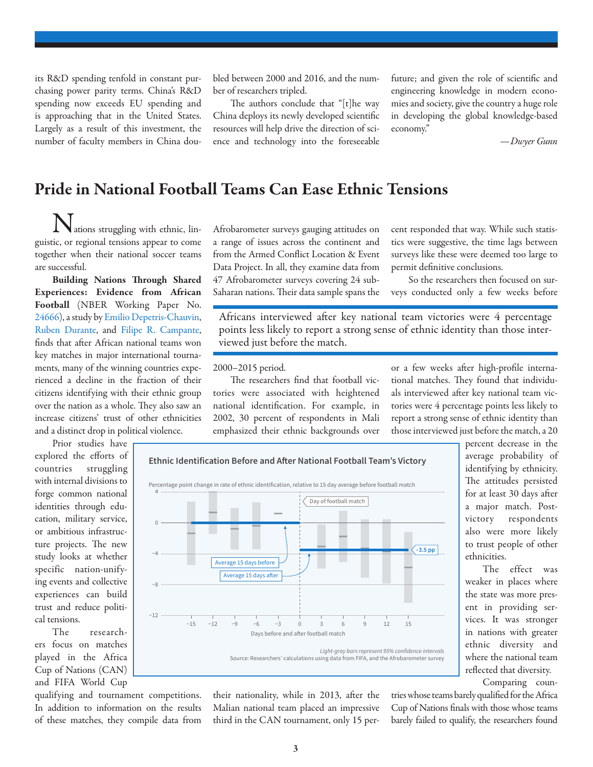its R&D spending tenfold in constant purchasing power parity terms. China's R&D spending now exceeds EU spending and is approaching that in the United States. Largely as a result of this investment, the number of faculty members in China doubled between 2000 and 2016, and the number of researchers tripled.

The authors conclude that "[t]he way China deploys its newly developed scientific resources will help drive the direction of science and technology into the foreseeable future; and given the role of scientific and engineering knowledge in modern economies and society, give the country a huge role in developing the global knowledge-based economy."

*—Dwyer Gunn*

# Pride in National Football Teams Can Ease Ethnic Tensions

Nations struggling with ethnic, linguistic, or regional tensions appear to come together when their national soccer teams are successful.

**Building Nations Through Shared Experiences: Evidence from African Football** (NBER Working Paper No. 24666), a study by Emilio Depetris-Chauvin, Ruben Durante, and Filipe R. Campante, finds that after African national teams won key matches in major international tournaments, many of the winning countries experienced a decline in the fraction of their citizens identifying with their ethnic group over the nation as a whole. They also saw an increase citizens' trust of other ethnicities and a distinct drop in political violence.

Prior studies have explored the efforts of countries struggling with internal divisions to forge common national identities through education, military service, or ambitious infrastructure projects. The new study looks at whether specific nation-unifying events and collective experiences can build trust and reduce political tensions.

The researchers focus on matches played in the Africa Cup of Nations (CAN) and FIFA World Cup qualifying and tournament competitions. In addition to information on the results of these matches, they compile data from Afrobarometer surveys gauging attitudes on a range of issues across the continent and from the Armed Conflict Location & Event Data Project. In all, they examine data from 47 Afrobarometer surveys covering 24 sub-Saharan nations. Their data sample spans the 2000–2015 period.

> Africans interviewed after key national team victories were 4 percentage points less likely to report a strong sense of ethnic identity than those interviewed just before the match.

The researchers find that football victories were associated with heightened national identification. For example, in 2002, 30 percent of respondents in Mali emphasized their ethnic backgrounds over their nationality, while in 2013, after the Malian national team placed an impressive third in the CAN tournament, only 15 percent responded that way. While such statistics were suggestive, the time lags between surveys like these were deemed too large to permit definitive conclusions.

So the researchers then focused on surveys conducted only a few weeks before or a few weeks after high-profile international matches. They found that individuals interviewed after key national team victories were 4 percentage points less likely to report a strong sense of ethnic identity than those interviewed just before the match, a 20 percent decrease in the average probability of identifying by ethnicity. The attitudes persisted for at least 30 days after a major match. Post-victory respondents also were more likely to trust people of other ethnicities.

**Ethnic Identification Before and After National Football Team's Victory**

Percentage point change in rate of ethnic identification, relative to 15 day average before football match

Light-gray bars represent 95% confidence intervals

Source: Researchers' calculations using data from FIFA, and the Afrobarometer survey

The effect was weaker in places where the state was more present in providing services. It was stronger in nations with greater ethnic diversity and where the national team reflected that diversity.

Comparing countries whose teams barely qualified for the Africa Cup of Nations finals with those whose teams barely failed to qualify, the researchers found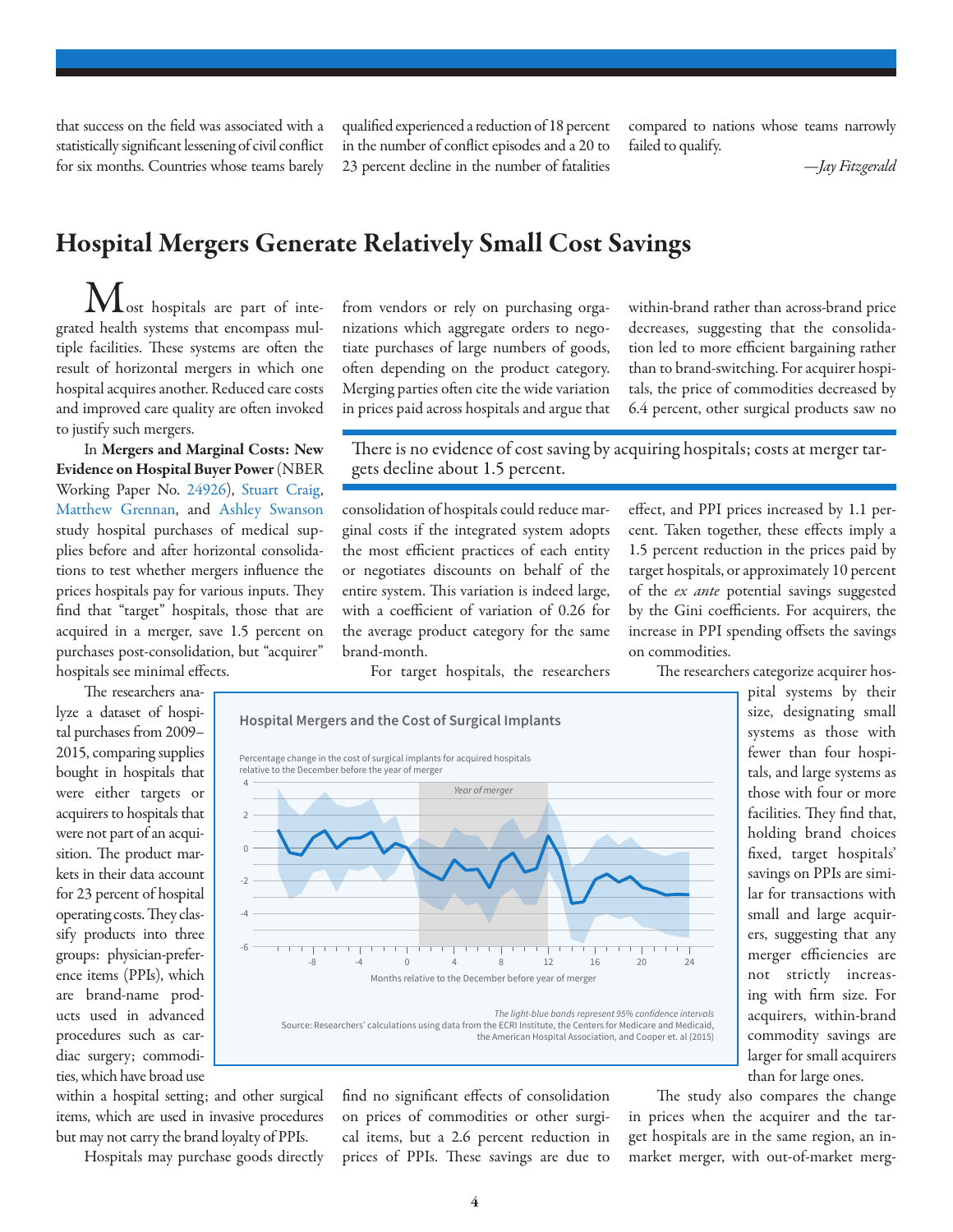that success on the field was associated with a statistically significant lessening of civil conflict for six months. Countries whose teams barely qualified experienced a reduction of 18 percent in the number of conflict episodes and a 20 to 23 percent decline in the number of fatalities compared to nations whose teams narrowly failed to qualify.

*—Jay Fitzgerald*

# Hospital Mergers Generate Relatively Small Cost Savings

Most hospitals are part of integrated health systems that encompass multiple facilities. These systems are often the result of horizontal mergers in which one hospital acquires another. Reduced care costs and improved care quality are often invoked to justify such mergers.

In **Mergers and Marginal Costs: New Evidence on Hospital Buyer Power** (NBER Working Paper No. 24926), Stuart Craig, Matthew Grennan, and Ashley Swanson study hospital purchases of medical supplies before and after horizontal consolidations to test whether mergers influence the prices hospitals pay for various inputs. They find that "target" hospitals, those that are acquired in a merger, save 1.5 percent on purchases post-consolidation, but "acquirer" hospitals see minimal effects.

The researchers analyze a dataset of hospital purchases from 2009–2015, comparing supplies bought in hospitals that were either targets or acquirers to hospitals that were not part of an acquisition. The product markets in their data account for 23 percent of hospital operating costs. They classify products into three groups: physician-preference items (PPIs), which are brand-name products used in advanced procedures such as cardiac surgery; commodities, which have broad use within a hospital setting; and other surgical items, which are used in invasive procedures but may not carry the brand loyalty of PPIs.

Hospitals may purchase goods directly from vendors or rely on purchasing organizations which aggregate orders to negotiate purchases of large numbers of goods, often depending on the product category. Merging parties often cite the wide variation in prices paid across hospitals and argue that consolidation of hospitals could reduce marginal costs if the integrated system adopts the most efficient practices of each entity or negotiates discounts on behalf of the entire system. This variation is indeed large, with a coefficient of variation of 0.26 for the average product category for the same brand-month.

> There is no evidence of cost saving by acquiring hospitals; costs at merger targets decline about 1.5 percent.

For target hospitals, the researchers find no significant effects of consolidation on prices of commodities or other surgical items, but a 2.6 percent reduction in prices of PPIs. These savings are due to within-brand rather than across-brand price decreases, suggesting that the consolidation led to more efficient bargaining rather than to brand-switching. For acquirer hospitals, the price of commodities decreased by 6.4 percent, other surgical products saw no effect, and PPI prices increased by 1.1 percent. Taken together, these effects imply a 1.5 percent reduction in the prices paid by target hospitals, or approximately 10 percent of the *ex ante* potential savings suggested by the Gini coefficients. For acquirers, the increase in PPI spending offsets the savings on commodities.

**Hospital Mergers and the Cost of Surgical Implants**

Percentage change in the cost of surgical implants for acquired hospitals relative to the December before the year of merger

*The light-blue bands represent 95% confidence intervals*

Source: Researchers' calculations using data from the ECRI Institute, the Centers for Medicare and Medicaid, the American Hospital Association, and Cooper et. al (2015)

The researchers categorize acquirer hospital systems by their size, designating small systems as those with fewer than four hospitals, and large systems as those with four or more facilities. They find that, holding brand choices fixed, target hospitals' savings on PPIs are similar for transactions with small and large acquirers, suggesting that any merger efficiencies are not strictly increasing with firm size. For acquirers, within-brand commodity savings are larger for small acquirers than for large ones.

The study also compares the change in prices when the acquirer and the target hospitals are in the same region, an in-market merger, with out-of-market merg-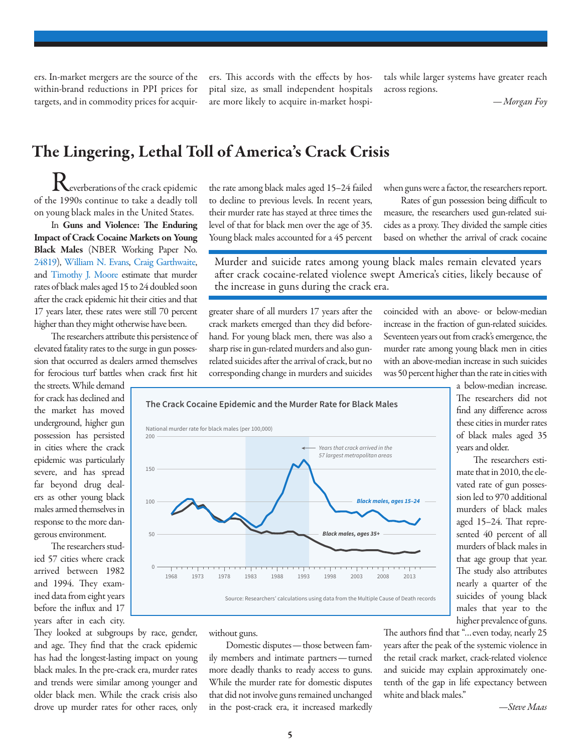ers. In-market mergers are the source of the within-brand reductions in PPI prices for targets, and in commodity prices for acquirers. This accords with the effects by hospital size, as small independent hospitals are more likely to acquire in-market hospitals while larger systems have greater reach across regions.

*— Morgan Foy*

# The Lingering, Lethal Toll of America's Crack Crisis

Reverberations of the crack epidemic of the 1990s continue to take a deadly toll on young black males in the United States.

In **Guns and Violence: The Enduring Impact of Crack Cocaine Markets on Young Black Males** (NBER Working Paper No. 24819), William N. Evans, Craig Garthwaite, and Timothy J. Moore estimate that murder rates of black males aged 15 to 24 doubled soon after the crack epidemic hit their cities and that 17 years later, these rates were still 70 percent higher than they might otherwise have been.

The researchers attribute this persistence of elevated fatality rates to the surge in gun possession that occurred as dealers armed themselves for ferocious turf battles when crack first hit the streets. While demand for crack has declined and the market has moved underground, higher gun possession has persisted in cities where the crack epidemic was particularly severe, and has spread far beyond drug dealers as other young black males armed themselves in response to the more dangerous environment.

The researchers studied 57 cities where crack arrived between 1982 and 1994. They examined data from eight years before the influx and 17 years after in each city. They looked at subgroups by race, gender, and age. They find that the crack epidemic has had the longest-lasting impact on young black males. In the pre-crack era, murder rates and trends were similar among younger and older black men. While the crack crisis also drove up murder rates for other races, only the rate among black males aged 15–24 failed to decline to previous levels. In recent years, their murder rate has stayed at three times the level of that for black men over the age of 35. Young black males accounted for a 45 percent greater share of all murders 17 years after the crack markets emerged than they did beforehand. For young black men, there was also a sharp rise in gun-related murders and also gun-related suicides after the arrival of crack, but no corresponding change in murders and suicides without guns.

> Murder and suicide rates among young black males remain elevated years after crack cocaine-related violence swept America's cities, likely because of the increase in guns during the crack era.

Domestic disputes — those between family members and intimate partners — turned more deadly thanks to ready access to guns. While the murder rate for domestic disputes that did not involve guns remained unchanged in the post-crack era, it increased markedly when guns were a factor, the researchers report.

Rates of gun possession being difficult to measure, the researchers used gun-related suicides as a proxy. They divided the sample cities based on whether the arrival of crack cocaine coincided with an above- or below-median increase in the fraction of gun-related suicides. Seventeen years out from crack's emergence, the murder rate among young black men in cities with an above-median increase in such suicides was 50 percent higher than the rate in cities with a below-median increase. The researchers did not find any difference across these cities in murder rates of black males aged 35 years and older.

**The Crack Cocaine Epidemic and the Murder Rate for Black Males**

National murder rate for black males (per 100,000)

[Chart: line graph, 1968–2015, y-axis 0–200. Shaded region: Years that crack arrived in the 57 largest metropolitan areas (approx. 1982–1994). Lines: Black males, ages 15–24; Black males, ages 35+]

Source: Researchers' calculations using data from the Multiple Cause of Death records

The researchers estimate that in 2010, the elevated rate of gun possession led to 970 additional murders of black males aged 15–24. That represented 40 percent of all murders of black males in that age group that year. The study also attributes nearly a quarter of the suicides of young black males that year to the higher prevalence of guns.

The authors find that "…even today, nearly 25 years after the peak of the systemic violence in the retail crack market, crack-related violence and suicide may explain approximately one-tenth of the gap in life expectancy between white and black males."

*—Steve Maas*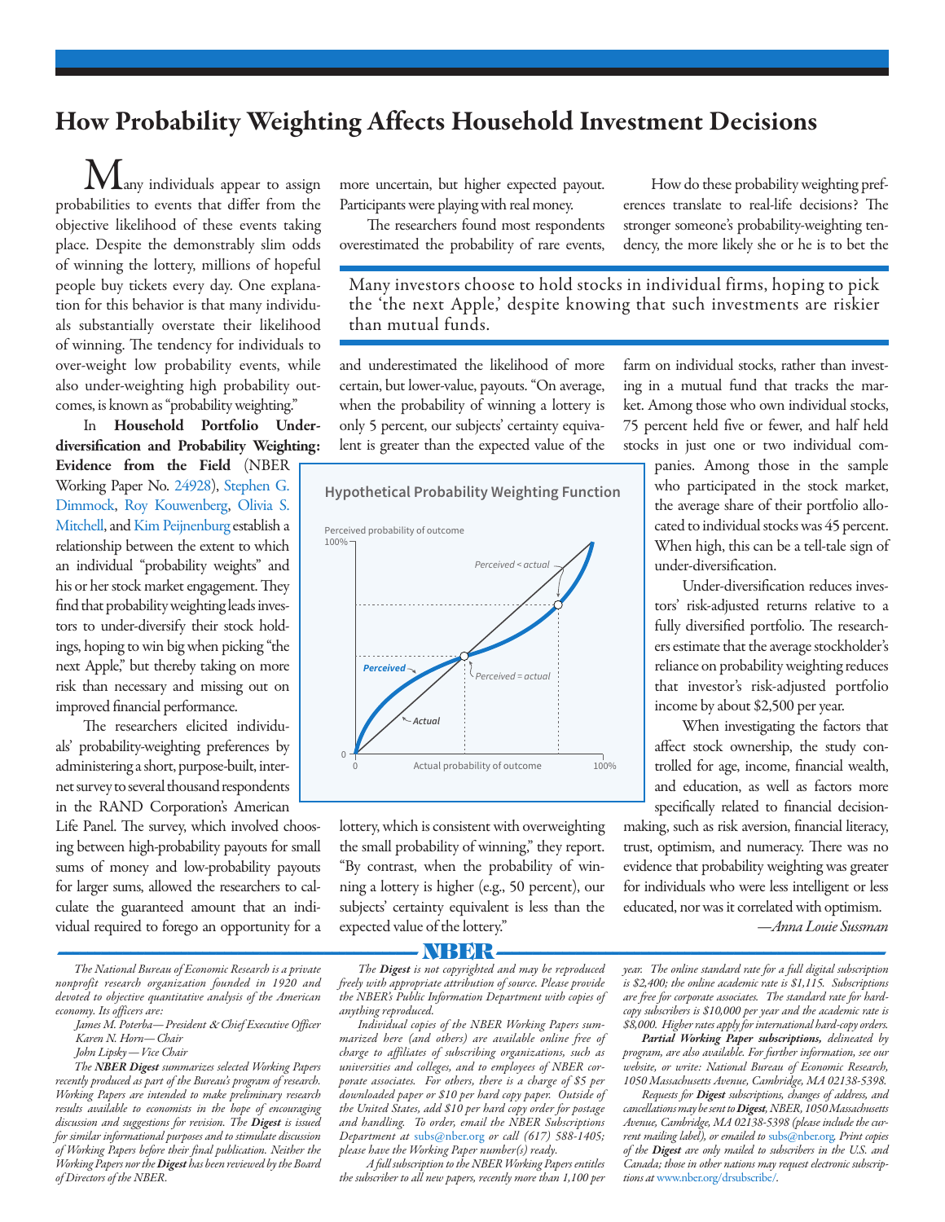# How Probability Weighting Affects Household Investment Decisions

Many individuals appear to assign probabilities to events that differ from the objective likelihood of these events taking place. Despite the demonstrably slim odds of winning the lottery, millions of hopeful people buy tickets every day. One explanation for this behavior is that many individuals substantially overstate their likelihood of winning. The tendency for individuals to over-weight low probability events, while also under-weighting high probability outcomes, is known as "probability weighting."

In **Household Portfolio Underdiversification and Probability Weighting: Evidence from the Field** (NBER Working Paper No. 24928), Stephen G. Dimmock, Roy Kouwenberg, Olivia S. Mitchell, and Kim Peijnenburg establish a relationship between the extent to which an individual "probability weights" and his or her stock market engagement. They find that probability weighting leads investors to under-diversify their stock holdings, hoping to win big when picking "the next Apple," but thereby taking on more risk than necessary and missing out on improved financial performance.

The researchers elicited individuals' probability-weighting preferences by administering a short, purpose-built, internet survey to several thousand respondents in the RAND Corporation's American Life Panel. The survey, which involved choosing between high-probability payouts for small sums of money and low-probability payouts for larger sums, allowed the researchers to calculate the guaranteed amount that an individual required to forego an opportunity for a more uncertain, but higher expected payout. Participants were playing with real money.

The researchers found most respondents overestimated the probability of rare events, and underestimated the likelihood of more certain, but lower-value, payouts. "On average, when the probability of winning a lottery is only 5 percent, our subjects' certainty equivalent is greater than the expected value of the lottery, which is consistent with overweighting the small probability of winning," they report. "By contrast, when the probability of winning a lottery is higher (e.g., 50 percent), our subjects' certainty equivalent is less than the expected value of the lottery."

> Many investors choose to hold stocks in individual firms, hoping to pick the 'the next Apple,' despite knowing that such investments are riskier than mutual funds.

Hypothetical Probability Weighting Function

Perceived probability of outcome

100%

0

Perceived < actual

Perceived

Perceived = actual

Actual

0

Actual probability of outcome

100%

How do these probability weighting preferences translate to real-life decisions? The stronger someone's probability-weighting tendency, the more likely she or he is to bet the farm on individual stocks, rather than investing in a mutual fund that tracks the market. Among those who own individual stocks, 75 percent held five or fewer, and half held stocks in just one or two individual companies. Among those in the sample who participated in the stock market, the average share of their portfolio allocated to individual stocks was 45 percent. When high, this can be a tell-tale sign of under-diversification.

Under-diversification reduces investors' risk-adjusted returns relative to a fully diversified portfolio. The researchers estimate that the average stockholder's reliance on probability weighting reduces that investor's risk-adjusted portfolio income by about $2,500 per year.

When investigating the factors that affect stock ownership, the study controlled for age, income, financial wealth, and education, as well as factors more specifically related to financial decision-making, such as risk aversion, financial literacy, trust, optimism, and numeracy. There was no evidence that probability weighting was greater for individuals who were less intelligent or less educated, nor was it correlated with optimism.

*—Anna Louie Sussman*

---

*The National Bureau of Economic Research is a private nonprofit research organization founded in 1920 and devoted to objective quantitative analysis of the American economy. Its officers are:*

*James M. Poterba—President & Chief Executive Officer*
*Karen N. Horn—Chair*
*John Lipsky—Vice Chair*

*The **NBER Digest** summarizes selected Working Papers recently produced as part of the Bureau's program of research. Working Papers are intended to make preliminary research results available to economists in the hope of encouraging discussion and suggestions for revision. The **Digest** is issued for similar informational purposes and to stimulate discussion of Working Papers before their final publication. Neither the Working Papers nor the **Digest** has been reviewed by the Board of Directors of the NBER.*

*The **Digest** is not copyrighted and may be reproduced freely with appropriate attribution of source. Please provide the NBER's Public Information Department with copies of anything reproduced.*

*Individual copies of the NBER Working Papers summarized here (and others) are available online free of charge to affiliates of subscribing organizations, such as universities and colleges, and to employees of NBER corporate associates. For others, there is a charge of $5 per downloaded paper or $10 per hard copy paper. Outside of the United States, add $10 per hard copy order for postage and handling. To order, email the NBER Subscriptions Department at subs@nber.org or call (617) 588-1405; please have the Working Paper number(s) ready.*

*A full subscription to the NBER Working Papers entitles the subscriber to all new papers, recently more than 1,100 per year. The online standard rate for a full digital subscription is $2,400; the online academic rate is $1,115. Subscriptions are free for corporate associates. The standard rate for hard-copy subscribers is $10,000 per year and the academic rate is $8,000. Higher rates apply for international hard-copy orders.*

***Partial Working Paper subscriptions,** delineated by program, are also available. For further information, see our website, or write: National Bureau of Economic Research, 1050 Massachusetts Avenue, Cambridge, MA 02138-5398.*

*Requests for **Digest** subscriptions, changes of address, and cancellations may be sent to **Digest**, NBER, 1050 Massachusetts Avenue, Cambridge, MA 02138-5398 (please include the current mailing label), or emailed to subs@nber.org. Print copies of the **Digest** are only mailed to subscribers in the U.S. and Canada; those in other nations may request electronic subscriptions at www.nber.org/drsubscribe/.*